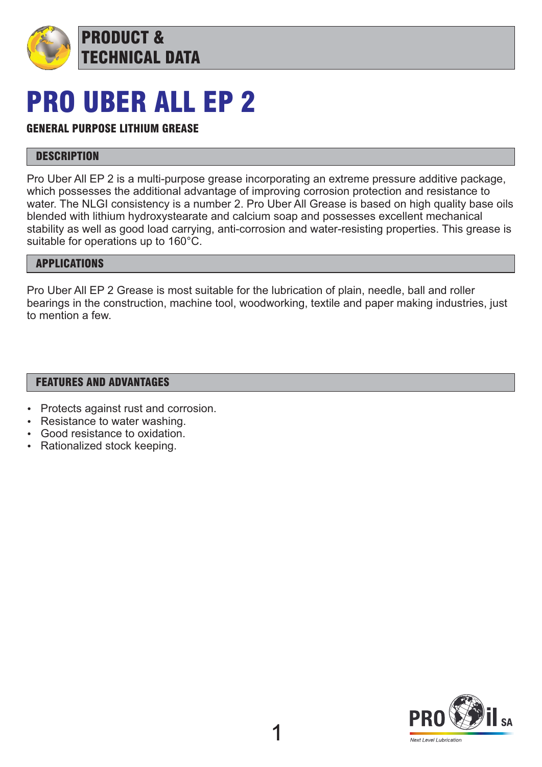PRODUCT & TECHNICAL DATA

# PRO UBER ALL EP 2

**GENERAL PURPOSE LITHIUM GREASE**

## DESCRIPTION

Pro Uber All EP 2 is a multi-purpose grease incorporating an extreme pressure additive package, which possesses the additional advantage of improving corrosion protection and resistance to water. The NLGI consistency is a number 2. Pro Uber All Grease is based on high quality base oils blended with lithium hydroxystearate and calcium soap and possesses excellent mechanical stability as well as good load carrying, anti-corrosion and water-resisting properties. This grease is suitable for operations up to 160°C.

## APPLICATIONS

Pro Uber All EP 2 Grease is most suitable for the lubrication of plain, needle, ball and roller bearings in the construction, machine tool, woodworking, textile and paper making industries, just to mention a few.

## FEATURES AND ADVANTAGES

- Protects against rust and corrosion.
- Resistance to water washing.
- Good resistance to oxidation.
- Rationalized stock keeping.

PRO il SA
*Next Level Lubrication*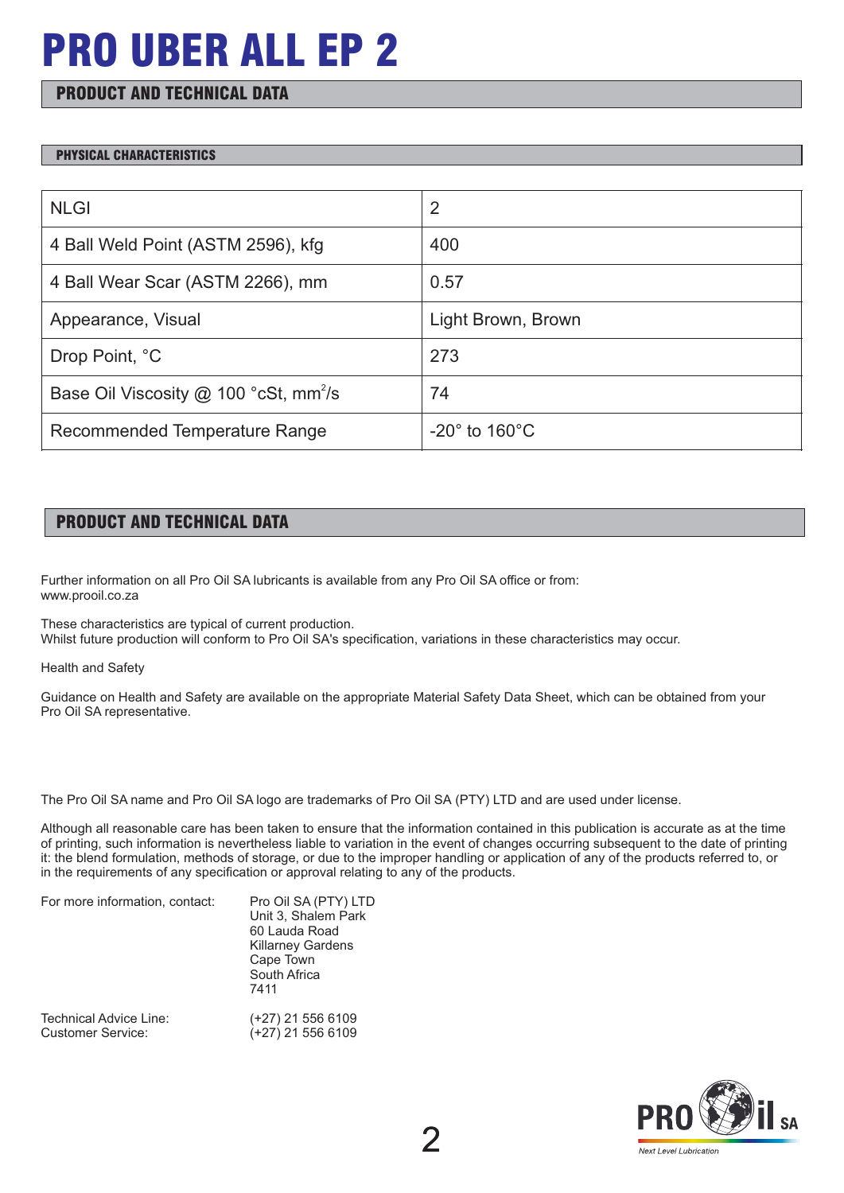# PRO UBER ALL EP 2

## PRODUCT AND TECHNICAL DATA

### PHYSICAL CHARACTERISTICS

| | |
|---|---|
| NLGI | 2 |
| 4 Ball Weld Point (ASTM 2596), kfg | 400 |
| 4 Ball Wear Scar (ASTM 2266), mm | 0.57 |
| Appearance, Visual | Light Brown, Brown |
| Drop Point, °C | 273 |
| Base Oil Viscosity @ 100 °cSt, $mm^2/s$ | 74 |
| Recommended Temperature Range | -20° to 160°C |

## PRODUCT AND TECHNICAL DATA

Further information on all Pro Oil SA lubricants is available from any Pro Oil SA office or from:
www.prooil.co.za

These characteristics are typical of current production.
Whilst future production will conform to Pro Oil SA's specification, variations in these characteristics may occur.

Health and Safety

Guidance on Health and Safety are available on the appropriate Material Safety Data Sheet, which can be obtained from your Pro Oil SA representative.

The Pro Oil SA name and Pro Oil SA logo are trademarks of Pro Oil SA (PTY) LTD and are used under license.

Although all reasonable care has been taken to ensure that the information contained in this publication is accurate as at the time of printing, such information is nevertheless liable to variation in the event of changes occurring subsequent to the date of printing it: the blend formulation, methods of storage, or due to the improper handling or application of any of the products referred to, or in the requirements of any specification or approval relating to any of the products.

For more information, contact:

Pro Oil SA (PTY) LTD
Unit 3, Shalem Park
60 Lauda Road
Killarney Gardens
Cape Town
South Africa
7411

Technical Advice Line: (+27) 21 556 6109
Customer Service: (+27) 21 556 6109

PRO Oil SA
Next Level Lubrication